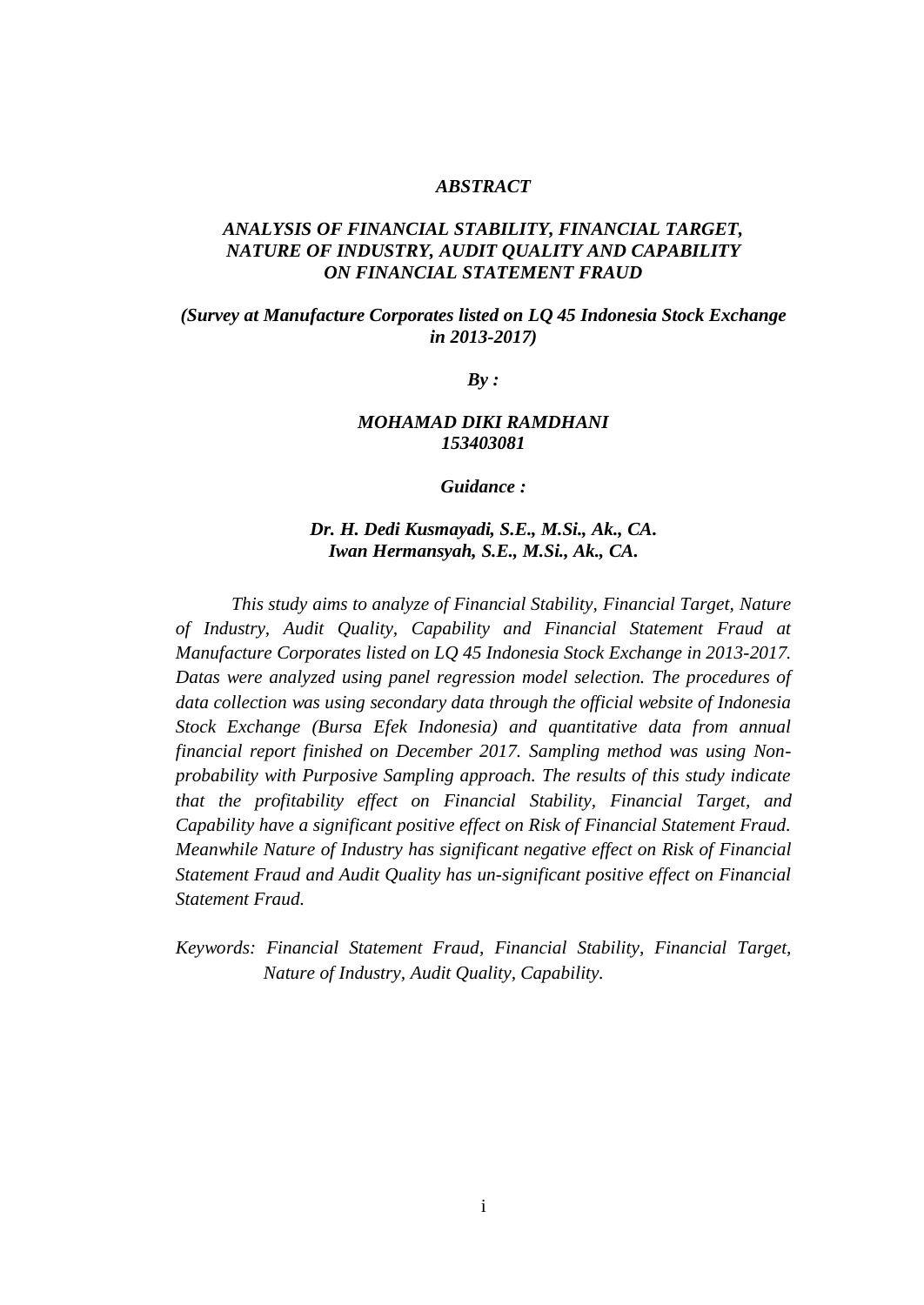# *ABSTRACT*

## *ANALYSIS OF FINANCIAL STABILITY, FINANCIAL TARGET, NATURE OF INDUSTRY, AUDIT QUALITY AND CAPABILITY ON FINANCIAL STATEMENT FRAUD*

***(Survey at Manufacture Corporates listed on LQ 45 Indonesia Stock Exchange in 2013-2017)***

***By :***

***MOHAMAD DIKI RAMDHANI***
***153403081***

***Guidance :***

***Dr. H. Dedi Kusmayadi, S.E., M.Si., Ak., CA.***
***Iwan Hermansyah, S.E., M.Si., Ak., CA.***

*This study aims to analyze of Financial Stability, Financial Target, Nature of Industry, Audit Quality, Capability and Financial Statement Fraud at Manufacture Corporates listed on LQ 45 Indonesia Stock Exchange in 2013-2017. Datas were analyzed using panel regression model selection. The procedures of data collection was using secondary data through the official website of Indonesia Stock Exchange (Bursa Efek Indonesia) and quantitative data from annual financial report finished on December 2017. Sampling method was using Non-probability with Purposive Sampling approach. The results of this study indicate that the profitability effect on Financial Stability, Financial Target, and Capability have a significant positive effect on Risk of Financial Statement Fraud. Meanwhile Nature of Industry has significant negative effect on Risk of Financial Statement Fraud and Audit Quality has un-significant positive effect on Financial Statement Fraud.*

*Keywords: Financial Statement Fraud, Financial Stability, Financial Target, Nature of Industry, Audit Quality, Capability.*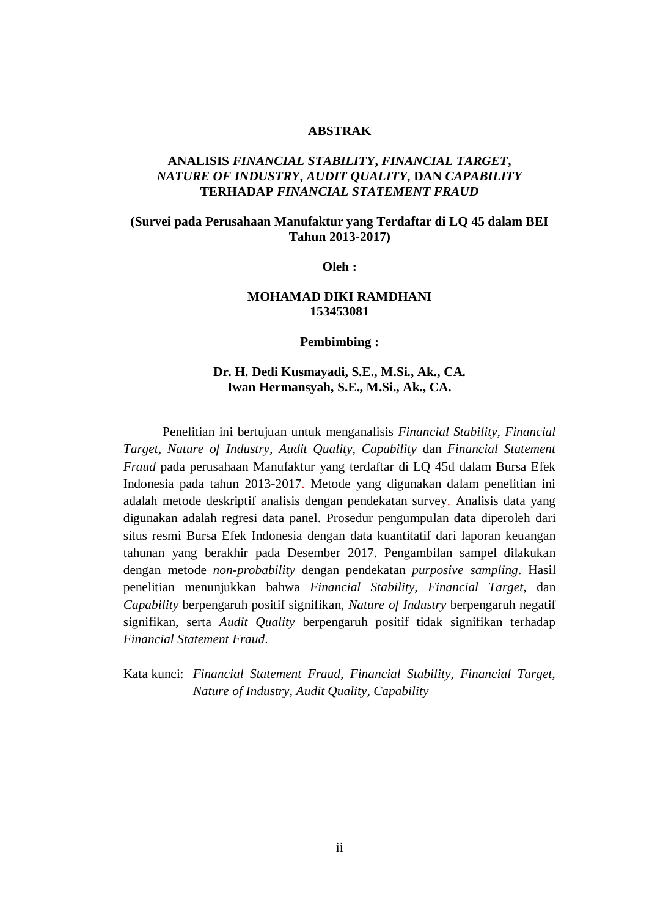# ABSTRAK

## ANALISIS *FINANCIAL STABILITY*, *FINANCIAL TARGET*, *NATURE OF INDUSTRY*, *AUDIT QUALITY*, DAN *CAPABILITY* TERHADAP *FINANCIAL STATEMENT FRAUD*

**(Survei pada Perusahaan Manufaktur yang Terdaftar di LQ 45 dalam BEI Tahun 2013-2017)**

**Oleh :**

**MOHAMAD DIKI RAMDHANI**
**153453081**

**Pembimbing :**

**Dr. H. Dedi Kusmayadi, S.E., M.Si., Ak., CA.**
**Iwan Hermansyah, S.E., M.Si., Ak., CA.**

Penelitian ini bertujuan untuk menganalisis *Financial Stability*, *Financial Target*, *Nature of Industry*, *Audit Quality*, *Capability* dan *Financial Statement Fraud* pada perusahaan Manufaktur yang terdaftar di LQ 45d dalam Bursa Efek Indonesia pada tahun 2013-2017. Metode yang digunakan dalam penelitian ini adalah metode deskriptif analisis dengan pendekatan survey. Analisis data yang digunakan adalah regresi data panel. Prosedur pengumpulan data diperoleh dari situs resmi Bursa Efek Indonesia dengan data kuantitatif dari laporan keuangan tahunan yang berakhir pada Desember 2017. Pengambilan sampel dilakukan dengan metode *non-probability* dengan pendekatan *purposive sampling*. Hasil penelitian menunjukkan bahwa *Financial Stability, Financial Target*, dan *Capability* berpengaruh positif signifikan, *Nature of Industry* berpengaruh negatif signifikan, serta *Audit Quality* berpengaruh positif tidak signifikan terhadap *Financial Statement Fraud*.

Kata kunci: *Financial Statement Fraud, Financial Stability, Financial Target, Nature of Industry, Audit Quality, Capability*